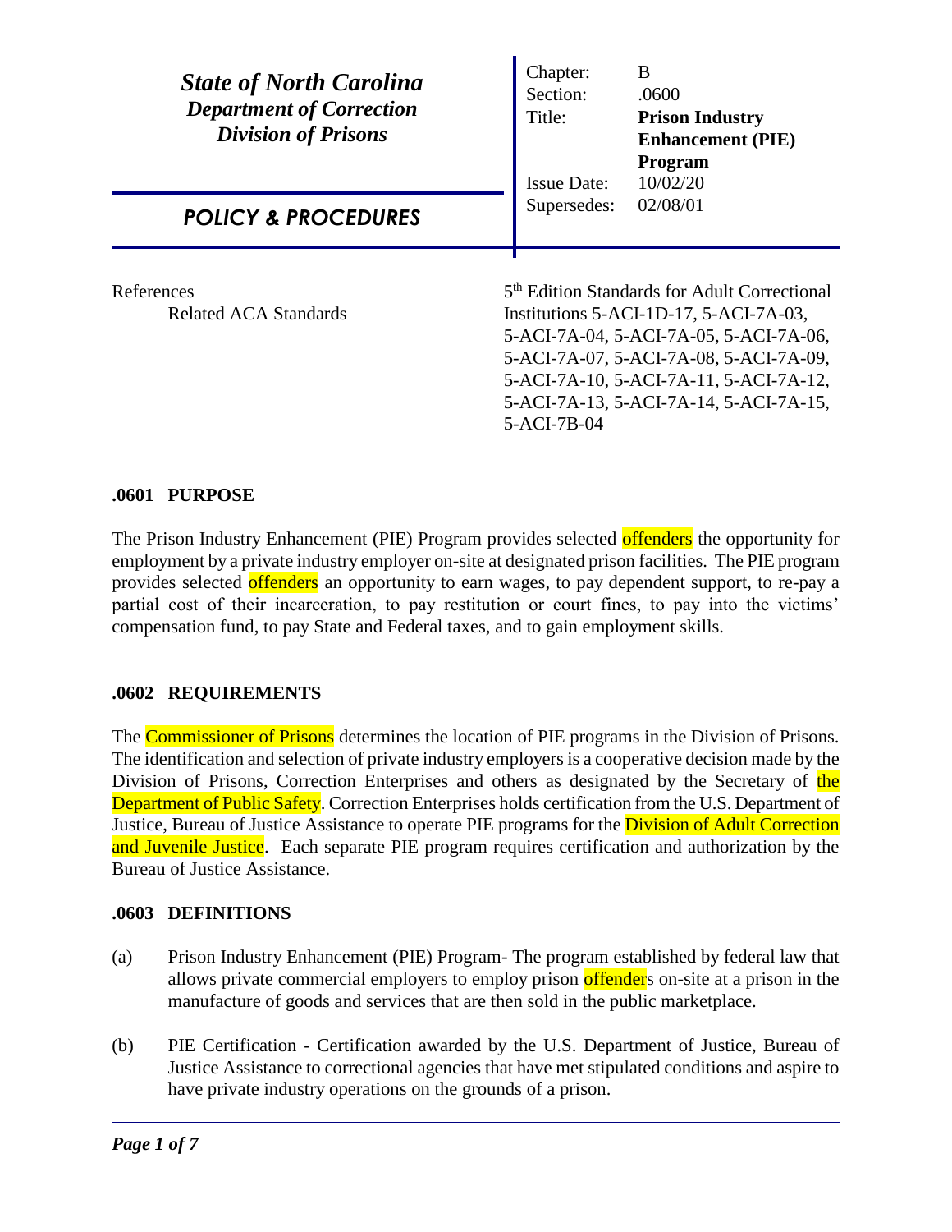# *State of North Carolina*
## *Department of Correction*
## *Division of Prisons*

## *POLICY & PROCEDURES*

| | |
|---|---|
| Chapter: | B |
| Section: | .0600 |
| Title: | **Prison Industry Enhancement (PIE) Program** |
| Issue Date: | 10/02/20 |
| Supersedes: | 02/08/01 |

References
Related ACA Standards — 5th Edition Standards for Adult Correctional Institutions 5-ACI-1D-17, 5-ACI-7A-03, 5-ACI-7A-04, 5-ACI-7A-05, 5-ACI-7A-06, 5-ACI-7A-07, 5-ACI-7A-08, 5-ACI-7A-09, 5-ACI-7A-10, 5-ACI-7A-11, 5-ACI-7A-12, 5-ACI-7A-13, 5-ACI-7A-14, 5-ACI-7A-15, 5-ACI-7B-04

### .0601 PURPOSE

The Prison Industry Enhancement (PIE) Program provides selected offenders the opportunity for employment by a private industry employer on-site at designated prison facilities. The PIE program provides selected offenders an opportunity to earn wages, to pay dependent support, to re-pay a partial cost of their incarceration, to pay restitution or court fines, to pay into the victims' compensation fund, to pay State and Federal taxes, and to gain employment skills.

### .0602 REQUIREMENTS

The Commissioner of Prisons determines the location of PIE programs in the Division of Prisons. The identification and selection of private industry employers is a cooperative decision made by the Division of Prisons, Correction Enterprises and others as designated by the Secretary of the Department of Public Safety. Correction Enterprises holds certification from the U.S. Department of Justice, Bureau of Justice Assistance to operate PIE programs for the Division of Adult Correction and Juvenile Justice. Each separate PIE program requires certification and authorization by the Bureau of Justice Assistance.

### .0603 DEFINITIONS

(a) Prison Industry Enhancement (PIE) Program- The program established by federal law that allows private commercial employers to employ prison offenders on-site at a prison in the manufacture of goods and services that are then sold in the public marketplace.

(b) PIE Certification - Certification awarded by the U.S. Department of Justice, Bureau of Justice Assistance to correctional agencies that have met stipulated conditions and aspire to have private industry operations on the grounds of a prison.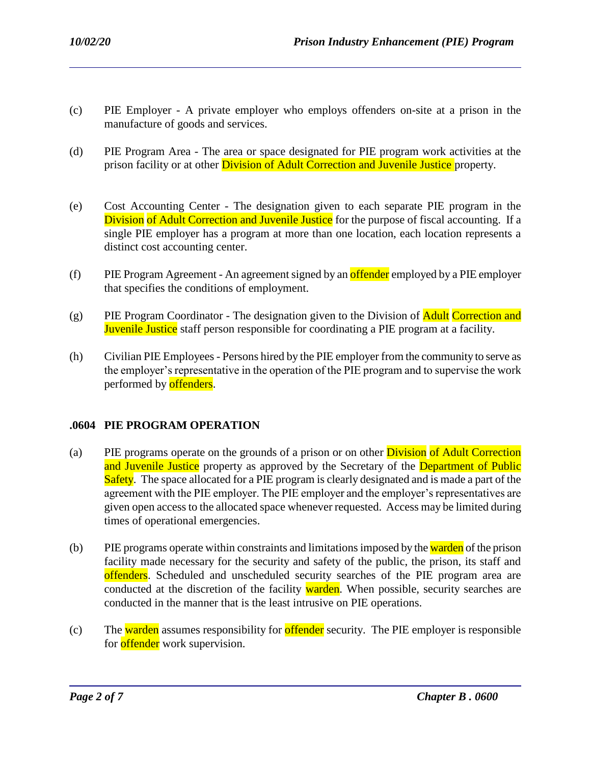(c) PIE Employer - A private employer who employs offenders on-site at a prison in the manufacture of goods and services.

(d) PIE Program Area - The area or space designated for PIE program work activities at the prison facility or at other Division of Adult Correction and Juvenile Justice property.

(e) Cost Accounting Center - The designation given to each separate PIE program in the Division of Adult Correction and Juvenile Justice for the purpose of fiscal accounting. If a single PIE employer has a program at more than one location, each location represents a distinct cost accounting center.

(f) PIE Program Agreement - An agreement signed by an offender employed by a PIE employer that specifies the conditions of employment.

(g) PIE Program Coordinator - The designation given to the Division of Adult Correction and Juvenile Justice staff person responsible for coordinating a PIE program at a facility.

(h) Civilian PIE Employees - Persons hired by the PIE employer from the community to serve as the employer's representative in the operation of the PIE program and to supervise the work performed by offenders.

## .0604 PIE PROGRAM OPERATION

(a) PIE programs operate on the grounds of a prison or on other Division of Adult Correction and Juvenile Justice property as approved by the Secretary of the Department of Public Safety. The space allocated for a PIE program is clearly designated and is made a part of the agreement with the PIE employer. The PIE employer and the employer's representatives are given open access to the allocated space whenever requested. Access may be limited during times of operational emergencies.

(b) PIE programs operate within constraints and limitations imposed by the warden of the prison facility made necessary for the security and safety of the public, the prison, its staff and offenders. Scheduled and unscheduled security searches of the PIE program area are conducted at the discretion of the facility warden. When possible, security searches are conducted in the manner that is the least intrusive on PIE operations.

(c) The warden assumes responsibility for offender security. The PIE employer is responsible for offender work supervision.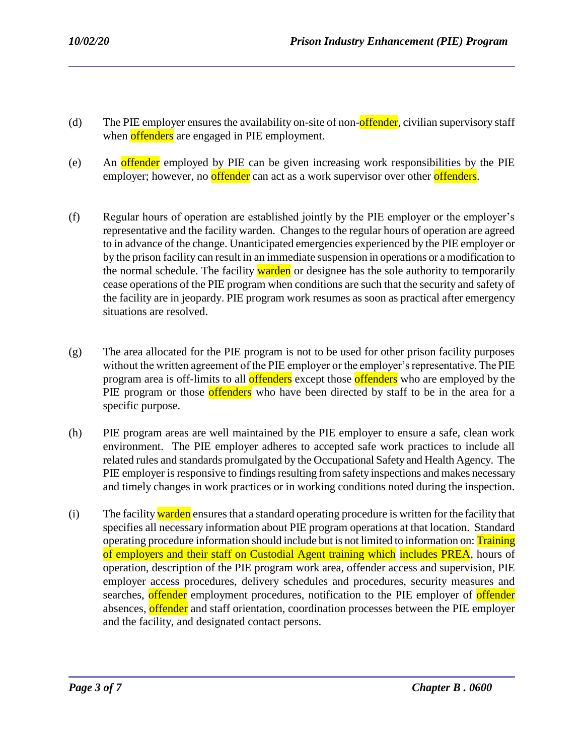(d) The PIE employer ensures the availability on-site of non-offender, civilian supervisory staff when offenders are engaged in PIE employment.

(e) An offender employed by PIE can be given increasing work responsibilities by the PIE employer; however, no offender can act as a work supervisor over other offenders.

(f) Regular hours of operation are established jointly by the PIE employer or the employer's representative and the facility warden. Changes to the regular hours of operation are agreed to in advance of the change. Unanticipated emergencies experienced by the PIE employer or by the prison facility can result in an immediate suspension in operations or a modification to the normal schedule. The facility warden or designee has the sole authority to temporarily cease operations of the PIE program when conditions are such that the security and safety of the facility are in jeopardy. PIE program work resumes as soon as practical after emergency situations are resolved.

(g) The area allocated for the PIE program is not to be used for other prison facility purposes without the written agreement of the PIE employer or the employer's representative. The PIE program area is off-limits to all offenders except those offenders who are employed by the PIE program or those offenders who have been directed by staff to be in the area for a specific purpose.

(h) PIE program areas are well maintained by the PIE employer to ensure a safe, clean work environment. The PIE employer adheres to accepted safe work practices to include all related rules and standards promulgated by the Occupational Safety and Health Agency. The PIE employer is responsive to findings resulting from safety inspections and makes necessary and timely changes in work practices or in working conditions noted during the inspection.

(i) The facility warden ensures that a standard operating procedure is written for the facility that specifies all necessary information about PIE program operations at that location. Standard operating procedure information should include but is not limited to information on: Training of employers and their staff on Custodial Agent training which includes PREA, hours of operation, description of the PIE program work area, offender access and supervision, PIE employer access procedures, delivery schedules and procedures, security measures and searches, offender employment procedures, notification to the PIE employer of offender absences, offender and staff orientation, coordination processes between the PIE employer and the facility, and designated contact persons.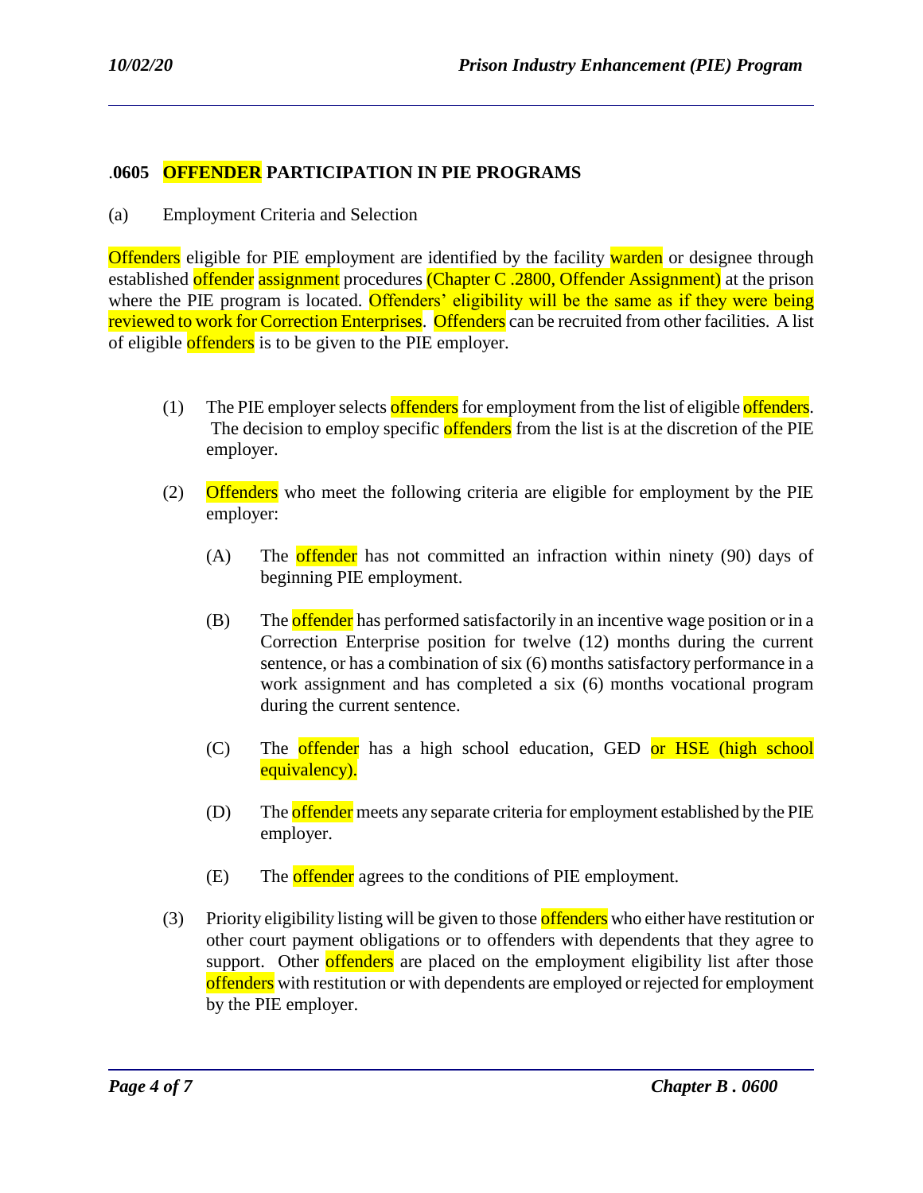### .0605 OFFENDER PARTICIPATION IN PIE PROGRAMS

(a) Employment Criteria and Selection

Offenders eligible for PIE employment are identified by the facility warden or designee through established offender assignment procedures (Chapter C .2800, Offender Assignment) at the prison where the PIE program is located. Offenders' eligibility will be the same as if they were being reviewed to work for Correction Enterprises. Offenders can be recruited from other facilities. A list of eligible offenders is to be given to the PIE employer.

(1) The PIE employer selects offenders for employment from the list of eligible offenders. The decision to employ specific offenders from the list is at the discretion of the PIE employer.

(2) Offenders who meet the following criteria are eligible for employment by the PIE employer:

(A) The offender has not committed an infraction within ninety (90) days of beginning PIE employment.

(B) The offender has performed satisfactorily in an incentive wage position or in a Correction Enterprise position for twelve (12) months during the current sentence, or has a combination of six (6) months satisfactory performance in a work assignment and has completed a six (6) months vocational program during the current sentence.

(C) The offender has a high school education, GED or HSE (high school equivalency).

(D) The offender meets any separate criteria for employment established by the PIE employer.

(E) The offender agrees to the conditions of PIE employment.

(3) Priority eligibility listing will be given to those offenders who either have restitution or other court payment obligations or to offenders with dependents that they agree to support. Other offenders are placed on the employment eligibility list after those offenders with restitution or with dependents are employed or rejected for employment by the PIE employer.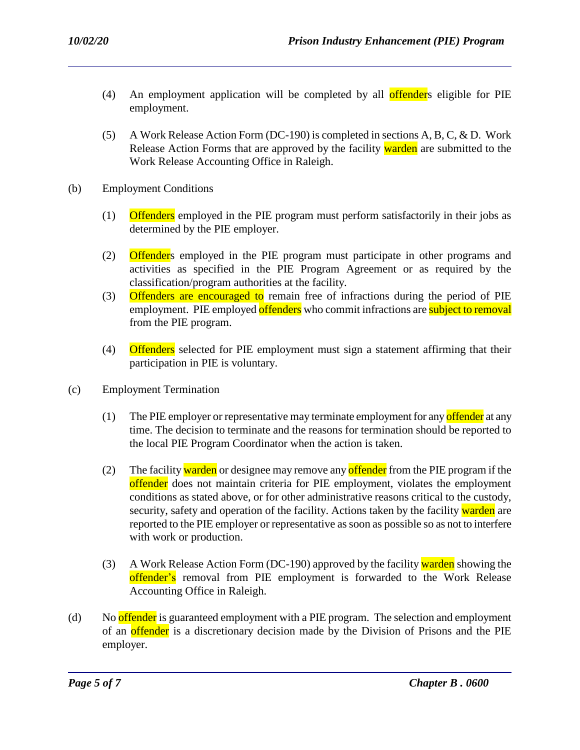(4) An employment application will be completed by all offenders eligible for PIE employment.

(5) A Work Release Action Form (DC-190) is completed in sections A, B, C, & D. Work Release Action Forms that are approved by the facility warden are submitted to the Work Release Accounting Office in Raleigh.

(b) Employment Conditions

(1) Offenders employed in the PIE program must perform satisfactorily in their jobs as determined by the PIE employer.

(2) Offenders employed in the PIE program must participate in other programs and activities as specified in the PIE Program Agreement or as required by the classification/program authorities at the facility.

(3) Offenders are encouraged to remain free of infractions during the period of PIE employment. PIE employed offenders who commit infractions are subject to removal from the PIE program.

(4) Offenders selected for PIE employment must sign a statement affirming that their participation in PIE is voluntary.

(c) Employment Termination

(1) The PIE employer or representative may terminate employment for any offender at any time. The decision to terminate and the reasons for termination should be reported to the local PIE Program Coordinator when the action is taken.

(2) The facility warden or designee may remove any offender from the PIE program if the offender does not maintain criteria for PIE employment, violates the employment conditions as stated above, or for other administrative reasons critical to the custody, security, safety and operation of the facility. Actions taken by the facility warden are reported to the PIE employer or representative as soon as possible so as not to interfere with work or production.

(3) A Work Release Action Form (DC-190) approved by the facility warden showing the offender's removal from PIE employment is forwarded to the Work Release Accounting Office in Raleigh.

(d) No offender is guaranteed employment with a PIE program. The selection and employment of an offender is a discretionary decision made by the Division of Prisons and the PIE employer.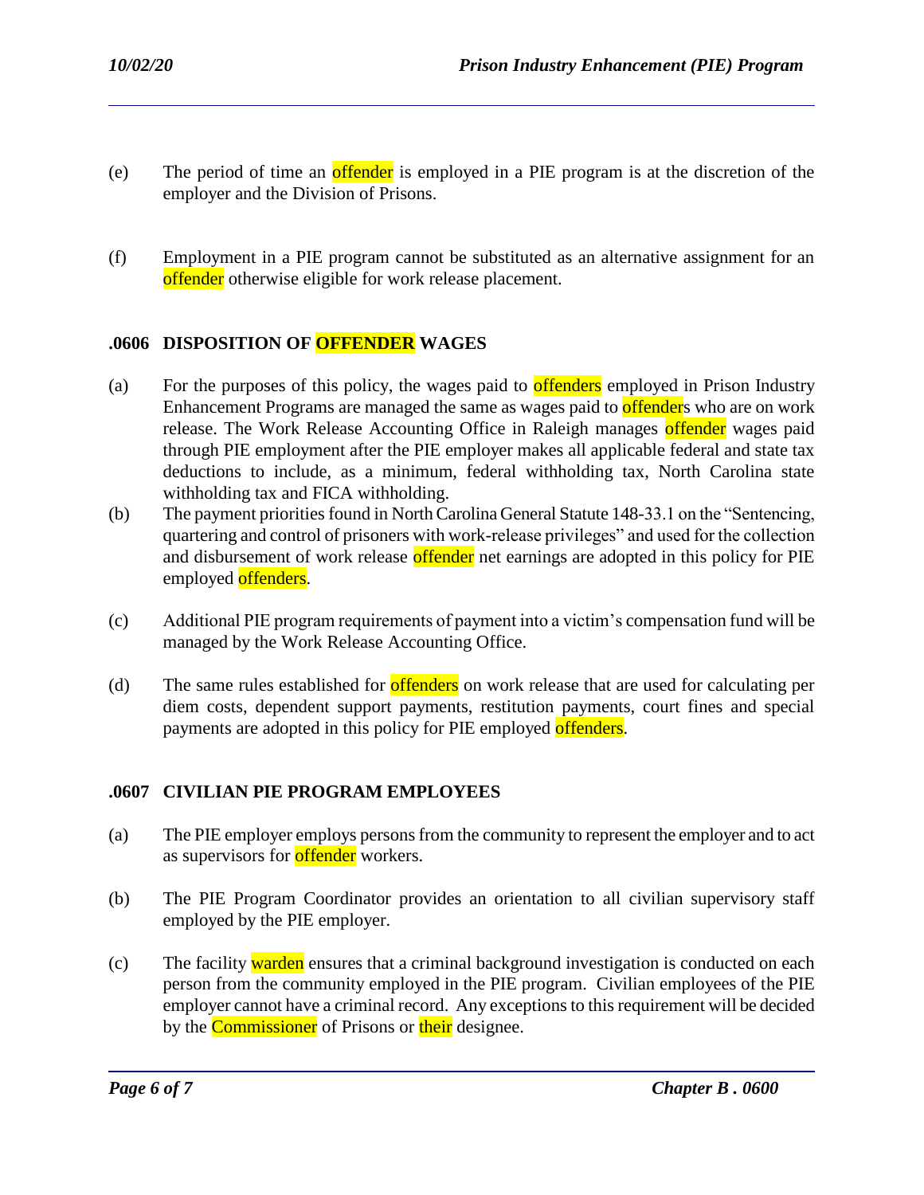(e) The period of time an offender is employed in a PIE program is at the discretion of the employer and the Division of Prisons.

(f) Employment in a PIE program cannot be substituted as an alternative assignment for an offender otherwise eligible for work release placement.

## .0606 DISPOSITION OF OFFENDER WAGES

(a) For the purposes of this policy, the wages paid to offenders employed in Prison Industry Enhancement Programs are managed the same as wages paid to offenders who are on work release. The Work Release Accounting Office in Raleigh manages offender wages paid through PIE employment after the PIE employer makes all applicable federal and state tax deductions to include, as a minimum, federal withholding tax, North Carolina state withholding tax and FICA withholding.

(b) The payment priorities found in North Carolina General Statute 148-33.1 on the "Sentencing, quartering and control of prisoners with work-release privileges" and used for the collection and disbursement of work release offender net earnings are adopted in this policy for PIE employed offenders.

(c) Additional PIE program requirements of payment into a victim's compensation fund will be managed by the Work Release Accounting Office.

(d) The same rules established for offenders on work release that are used for calculating per diem costs, dependent support payments, restitution payments, court fines and special payments are adopted in this policy for PIE employed offenders.

## .0607 CIVILIAN PIE PROGRAM EMPLOYEES

(a) The PIE employer employs persons from the community to represent the employer and to act as supervisors for offender workers.

(b) The PIE Program Coordinator provides an orientation to all civilian supervisory staff employed by the PIE employer.

(c) The facility warden ensures that a criminal background investigation is conducted on each person from the community employed in the PIE program. Civilian employees of the PIE employer cannot have a criminal record. Any exceptions to this requirement will be decided by the Commissioner of Prisons or their designee.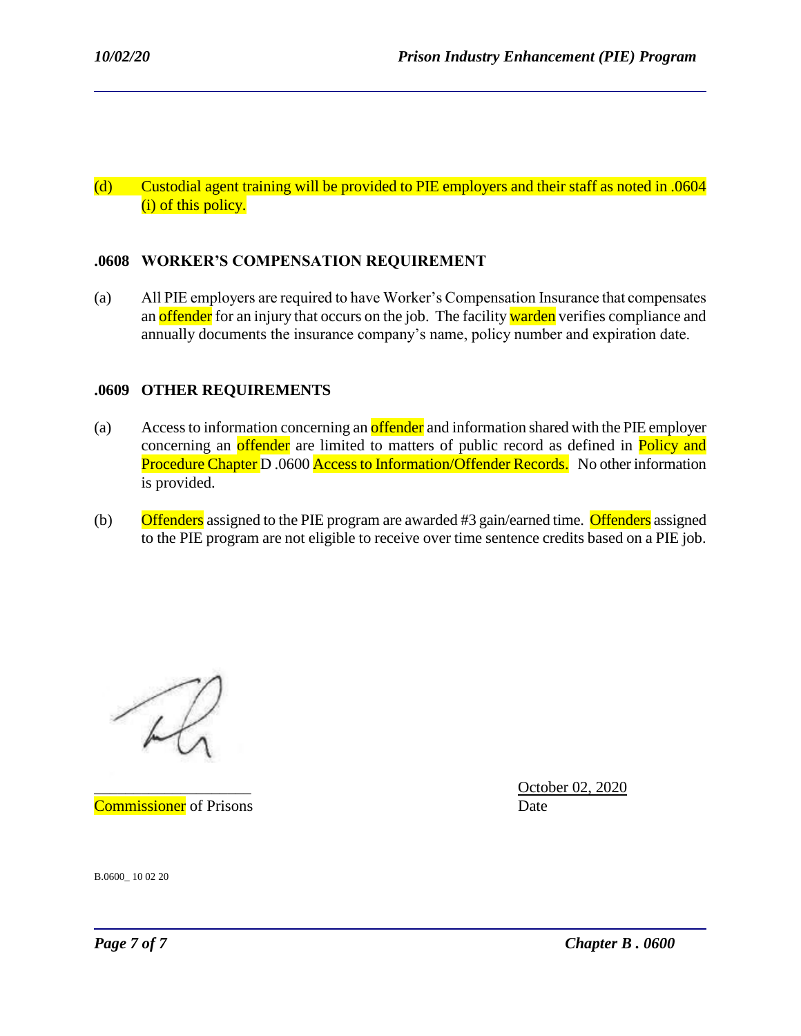(d) Custodial agent training will be provided to PIE employers and their staff as noted in .0604 (i) of this policy.

### .0608 WORKER'S COMPENSATION REQUIREMENT

(a) All PIE employers are required to have Worker's Compensation Insurance that compensates an offender for an injury that occurs on the job. The facility warden verifies compliance and annually documents the insurance company's name, policy number and expiration date.

### .0609 OTHER REQUIREMENTS

(a) Access to information concerning an offender and information shared with the PIE employer concerning an offender are limited to matters of public record as defined in Policy and Procedure Chapter D .0600 Access to Information/Offender Records. No other information is provided.

(b) Offenders assigned to the PIE program are awarded #3 gain/earned time. Offenders assigned to the PIE program are not eligible to receive over time sentence credits based on a PIE job.

____________________
Commissioner of Prisons

October 02, 2020
Date

B.0600_ 10 02 20